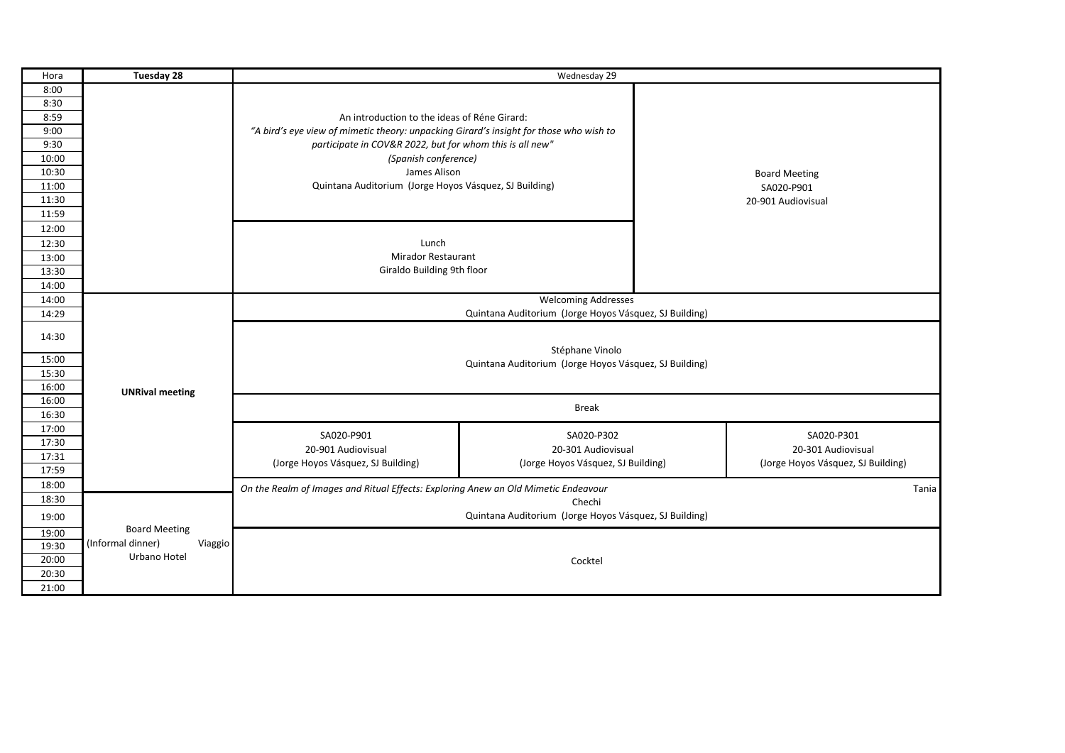| Hora | Tuesday 28 | Wednesday 29 | | |
|---|---|---|---|---|
| 8:00 | | An introduction to the ideas of Réne Girard: *"A bird's eye view of mimetic theory: unpacking Girard's insight for those who wish to participate in COV&R 2022, but for whom this is all new"* *(Spanish conference)* James Alison Quintana Auditorium (Jorge Hoyos Vásquez, SJ Building) | | Board Meeting SA020-P901 20-901 Audiovisual |
| 8:30 | | | | |
| 8:59 | | | | |
| 9:00 | | | | |
| 9:30 | | | | |
| 10:00 | | | | |
| 10:30 | | | | |
| 11:00 | | | | |
| 11:30 | | | | |
| 11:59 | | | | |
| 12:00 | | Lunch Mirador Restaurant Giraldo Building 9th floor | | |
| 12:30 | | | | |
| 13:00 | | | | |
| 13:30 | | | | |
| 14:00 | | | | |
| 14:00 | UNRival meeting | Welcoming Addresses Quintana Auditorium (Jorge Hoyos Vásquez, SJ Building) | | |
| 14:29 | | | | |
| 14:30 | | Stéphane Vinolo Quintana Auditorium (Jorge Hoyos Vásquez, SJ Building) | | |
| 15:00 | | | | |
| 15:30 | | | | |
| 16:00 | | | | |
| 16:00 | | Break | | |
| 16:30 | | | | |
| 17:00 | | SA020-P901 20-901 Audiovisual (Jorge Hoyos Vásquez, SJ Building) | SA020-P302 20-301 Audiovisual (Jorge Hoyos Vásquez, SJ Building) | SA020-P301 20-301 Audiovisual (Jorge Hoyos Vásquez, SJ Building) |
| 17:30 | | | | |
| 17:31 | | | | |
| 17:59 | | | | |
| 18:00 | | *On the Realm of Images and Ritual Effects: Exploring Anew an Old Mimetic Endeavour* Tania Chechi Quintana Auditorium (Jorge Hoyos Vásquez, SJ Building) | | |
| 18:30 | Board Meeting (Informal dinner) Viaggio Urbano Hotel | | | |
| 19:00 | | | | |
| 19:00 | | Cocktel | | |
| 19:30 | | | | |
| 20:00 | | | | |
| 20:30 | | | | |
| 21:00 | | | | |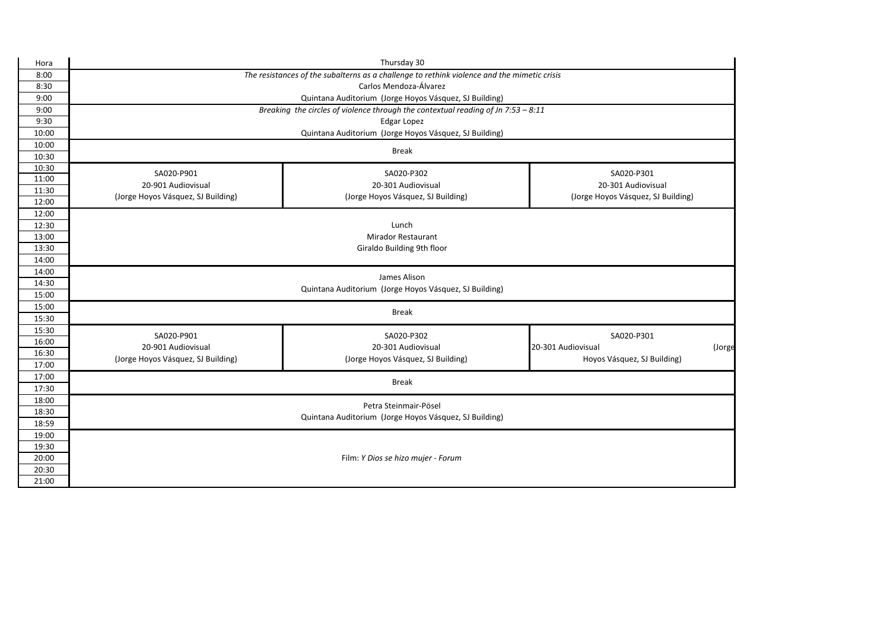| Hora | Thursday 30 | | |
|---|---|---|---|
| 8:00 | *The resistances of the subalterns as a challenge to rethink violence and the mimetic crisis* | | |
| 8:30 | Carlos Mendoza-Álvarez | | |
| 9:00 | Quintana Auditorium (Jorge Hoyos Vásquez, SJ Building) | | |
| 9:00 | *Breaking the circles of violence through the contextual reading of Jn 7:53 – 8:11* | | |
| 9:30 | Edgar Lopez | | |
| 10:00 | Quintana Auditorium (Jorge Hoyos Vásquez, SJ Building) | | |
| 10:00 | Break | | |
| 10:30 | | | |
| 10:30 | SA020-P901 | SA020-P302 | SA020-P301 |
| 11:00 | 20-901 Audiovisual | 20-301 Audiovisual | 20-301 Audiovisual |
| 11:30 | (Jorge Hoyos Vásquez, SJ Building) | (Jorge Hoyos Vásquez, SJ Building) | (Jorge Hoyos Vásquez, SJ Building) |
| 12:00 | | | |
| 12:00 | | | |
| 12:30 | Lunch | | |
| 13:00 | Mirador Restaurant | | |
| 13:30 | Giraldo Building 9th floor | | |
| 14:00 | | | |
| 14:00 | James Alison | | |
| 14:30 | Quintana Auditorium (Jorge Hoyos Vásquez, SJ Building) | | |
| 15:00 | | | |
| 15:00 | Break | | |
| 15:30 | | | |
| 15:30 | SA020-P901 | SA020-P302 | SA020-P301 |
| 16:00 | 20-901 Audiovisual | 20-301 Audiovisual | 20-301 Audiovisual (Jorge |
| 16:30 | (Jorge Hoyos Vásquez, SJ Building) | (Jorge Hoyos Vásquez, SJ Building) | Hoyos Vásquez, SJ Building) |
| 17:00 | | | |
| 17:00 | Break | | |
| 17:30 | | | |
| 18:00 | Petra Steinmair-Pösel | | |
| 18:30 | Quintana Auditorium (Jorge Hoyos Vásquez, SJ Building) | | |
| 18:59 | | | |
| 19:00 | | | |
| 19:30 | | | |
| 20:00 | Film: *Y Dios se hizo mujer* - Forum | | |
| 20:30 | | | |
| 21:00 | | | |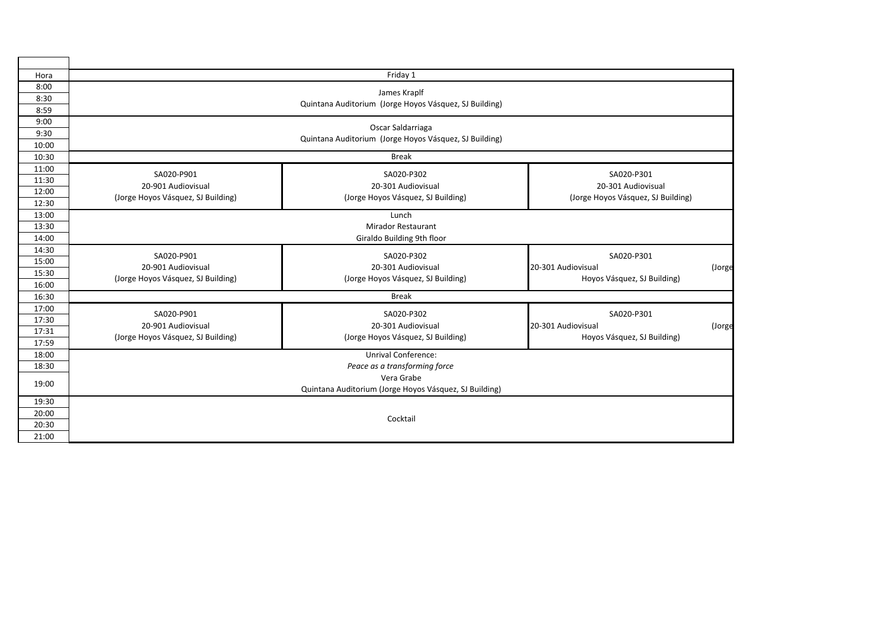| Hora | Friday 1 | | |
|---|---|---|---|
| 8:00 | James Kraplf<br>Quintana Auditorium (Jorge Hoyos Vásquez, SJ Building) | | |
| 8:30 | | | |
| 8:59 | | | |
| 9:00 | Oscar Saldarriaga<br>Quintana Auditorium (Jorge Hoyos Vásquez, SJ Building) | | |
| 9:30 | | | |
| 10:00 | | | |
| 10:30 | Break | | |
| 11:00 | SA020-P901<br>20-901 Audiovisual<br>(Jorge Hoyos Vásquez, SJ Building) | SA020-P302<br>20-301 Audiovisual<br>(Jorge Hoyos Vásquez, SJ Building) | SA020-P301<br>20-301 Audiovisual<br>(Jorge Hoyos Vásquez, SJ Building) |
| 11:30 | | | |
| 12:00 | | | |
| 12:30 | | | |
| 13:00 | Lunch<br>Mirador Restaurant<br>Giraldo Building 9th floor | | |
| 13:30 | | | |
| 14:00 | | | |
| 14:30 | SA020-P901<br>20-901 Audiovisual<br>(Jorge Hoyos Vásquez, SJ Building) | SA020-P302<br>20-301 Audiovisual<br>(Jorge Hoyos Vásquez, SJ Building) | SA020-P301<br>20-301 Audiovisual (Jorge Hoyos Vásquez, SJ Building) |
| 15:00 | | | |
| 15:30 | | | |
| 16:00 | | | |
| 16:30 | Break | | |
| 17:00 | SA020-P901<br>20-901 Audiovisual<br>(Jorge Hoyos Vásquez, SJ Building) | SA020-P302<br>20-301 Audiovisual<br>(Jorge Hoyos Vásquez, SJ Building) | SA020-P301<br>20-301 Audiovisual (Jorge Hoyos Vásquez, SJ Building) |
| 17:30 | | | |
| 17:31 | | | |
| 17:59 | | | |
| 18:00 | Unrival Conference:<br>*Peace as a transforming force*<br>Vera Grabe<br>Quintana Auditorium (Jorge Hoyos Vásquez, SJ Building) | | |
| 18:30 | | | |
| 19:00 | | | |
| 19:30 | Cocktail | | |
| 20:00 | | | |
| 20:30 | | | |
| 21:00 | | | |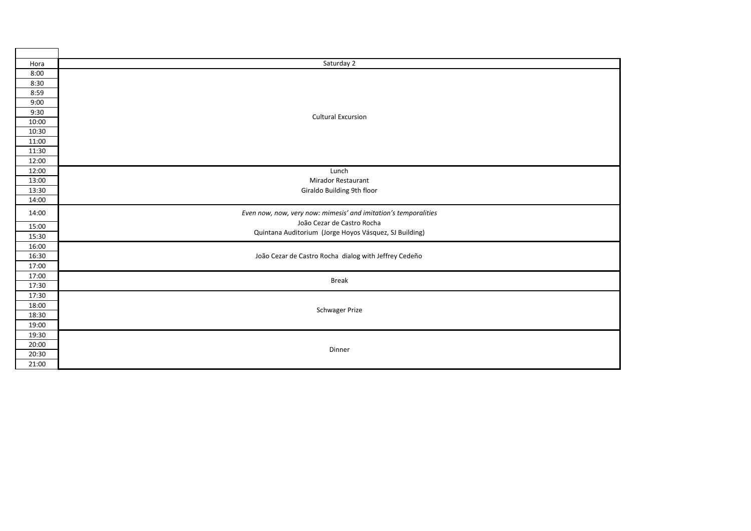| Hora | Saturday 2 |
|---|---|
| 8:00 | Cultural Excursion |
| 8:30 | |
| 8:59 | |
| 9:00 | |
| 9:30 | |
| 10:00 | |
| 10:30 | |
| 11:00 | |
| 11:30 | |
| 12:00 | |
| 12:00 | Lunch<br>Mirador Restaurant<br>Giraldo Building 9th floor |
| 13:00 | |
| 13:30 | |
| 14:00 | |
| 14:00 | *Even now, now, very now: mimesis' and imitation's temporalities*<br>João Cezar de Castro Rocha<br>Quintana Auditorium (Jorge Hoyos Vásquez, SJ Building) |
| 15:00 | |
| 15:30 | |
| 16:00 | João Cezar de Castro Rocha dialog with Jeffrey Cedeño |
| 16:30 | |
| 17:00 | |
| 17:00 | Break |
| 17:30 | |
| 17:30 | Schwager Prize |
| 18:00 | |
| 18:30 | |
| 19:00 | |
| 19:30 | Dinner |
| 20:00 | |
| 20:30 | |
| 21:00 | |